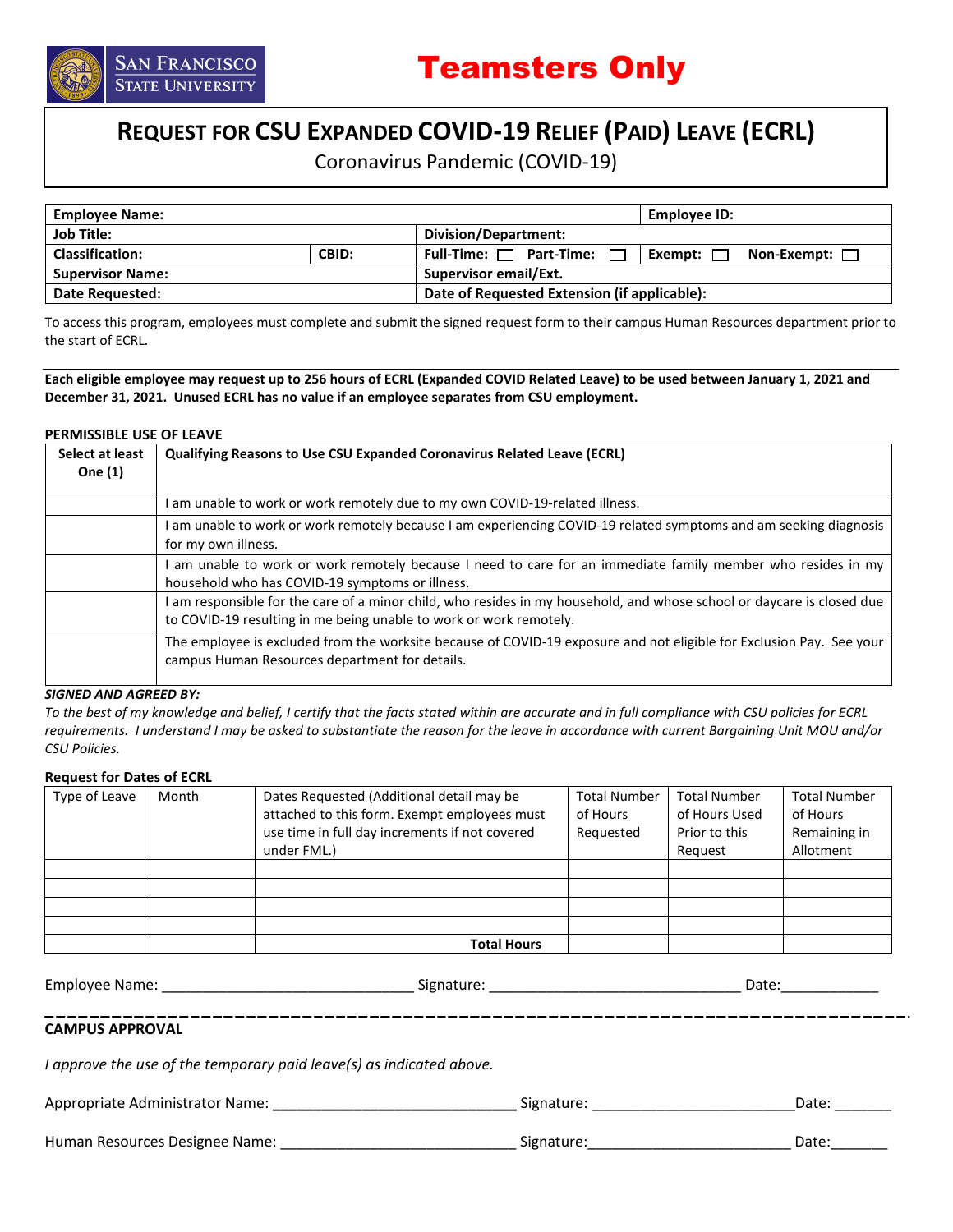San Francisco State University

# Teamsters Only

## Request for CSU Expanded COVID-19 Relief (Paid) Leave (ECRL)

Coronavirus Pandemic (COVID-19)

| **Employee Name:** | | | **Employee ID:** |
|---|---|---|---|
| **Job Title:** | | **Division/Department:** | |
| **Classification:** | **CBID:** | **Full-Time:** ☐ **Part-Time:** ☐ | **Exempt:** ☐ **Non-Exempt:** ☐ |
| **Supervisor Name:** | | **Supervisor email/Ext.** | |
| **Date Requested:** | | **Date of Requested Extension (if applicable):** | |

To access this program, employees must complete and submit the signed request form to their campus Human Resources department prior to the start of ECRL.

**Each eligible employee may request up to 256 hours of ECRL (Expanded COVID Related Leave) to be used between January 1, 2021 and December 31, 2021. Unused ECRL has no value if an employee separates from CSU employment.**

**PERMISSIBLE USE OF LEAVE**

| **Select at least One (1)** | **Qualifying Reasons to Use CSU Expanded Coronavirus Related Leave (ECRL)** |
|---|---|
| | I am unable to work or work remotely due to my own COVID-19-related illness. |
| | I am unable to work or work remotely because I am experiencing COVID-19 related symptoms and am seeking diagnosis for my own illness. |
| | I am unable to work or work remotely because I need to care for an immediate family member who resides in my household who has COVID-19 symptoms or illness. |
| | I am responsible for the care of a minor child, who resides in my household, and whose school or daycare is closed due to COVID-19 resulting in me being unable to work or work remotely. |
| | The employee is excluded from the worksite because of COVID-19 exposure and not eligible for Exclusion Pay. See your campus Human Resources department for details. |

***SIGNED AND AGREED BY:***

*To the best of my knowledge and belief, I certify that the facts stated within are accurate and in full compliance with CSU policies for ECRL requirements. I understand I may be asked to substantiate the reason for the leave in accordance with current Bargaining Unit MOU and/or CSU Policies.*

**Request for Dates of ECRL**

| Type of Leave | Month | Dates Requested (Additional detail may be attached to this form. Exempt employees must use time in full day increments if not covered under FML.) | Total Number of Hours Requested | Total Number of Hours Used Prior to this Request | Total Number of Hours Remaining in Allotment |
|---|---|---|---|---|---|
| | | | | | |
| | | | | | |
| | | | | | |
| | | | | | |
| | | **Total Hours** | | | |

Employee Name: ______________________________ Signature: ______________________________ Date:____________

**CAMPUS APPROVAL**

*I approve the use of the temporary paid leave(s) as indicated above.*

Appropriate Administrator Name: ____________________________ Signature: ________________________Date: _______

Human Resources Designee Name: ____________________________ Signature:________________________ Date:_______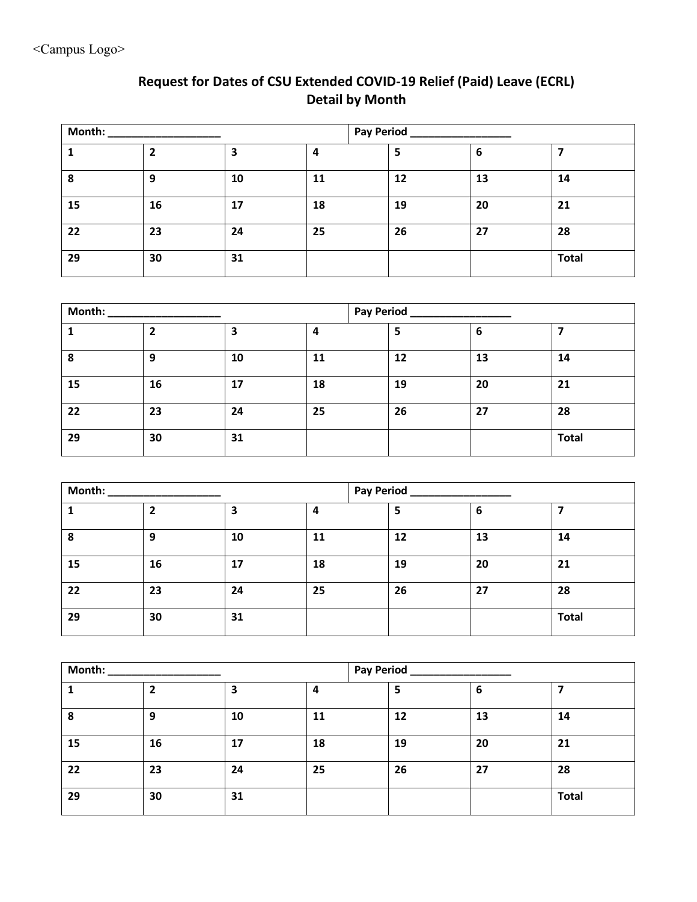<Campus Logo>

## Request for Dates of CSU Extended COVID-19 Relief (Paid) Leave (ECRL)
## Detail by Month

| **Month: ___________________** | | | | **Pay Period _________________** | | |
|---|---|---|---|---|---|---|
| **1** | **2** | **3** | **4** | **5** | **6** | **7** |
| **8** | **9** | **10** | **11** | **12** | **13** | **14** |
| **15** | **16** | **17** | **18** | **19** | **20** | **21** |
| **22** | **23** | **24** | **25** | **26** | **27** | **28** |
| **29** | **30** | **31** | | | | **Total** |

| **Month: ___________________** | | | | **Pay Period _________________** | | |
|---|---|---|---|---|---|---|
| **1** | **2** | **3** | **4** | **5** | **6** | **7** |
| **8** | **9** | **10** | **11** | **12** | **13** | **14** |
| **15** | **16** | **17** | **18** | **19** | **20** | **21** |
| **22** | **23** | **24** | **25** | **26** | **27** | **28** |
| **29** | **30** | **31** | | | | **Total** |

| **Month: ___________________** | | | | **Pay Period _________________** | | |
|---|---|---|---|---|---|---|
| **1** | **2** | **3** | **4** | **5** | **6** | **7** |
| **8** | **9** | **10** | **11** | **12** | **13** | **14** |
| **15** | **16** | **17** | **18** | **19** | **20** | **21** |
| **22** | **23** | **24** | **25** | **26** | **27** | **28** |
| **29** | **30** | **31** | | | | **Total** |

| **Month: ___________________** | | | | **Pay Period _________________** | | |
|---|---|---|---|---|---|---|
| **1** | **2** | **3** | **4** | **5** | **6** | **7** |
| **8** | **9** | **10** | **11** | **12** | **13** | **14** |
| **15** | **16** | **17** | **18** | **19** | **20** | **21** |
| **22** | **23** | **24** | **25** | **26** | **27** | **28** |
| **29** | **30** | **31** | | | | **Total** |